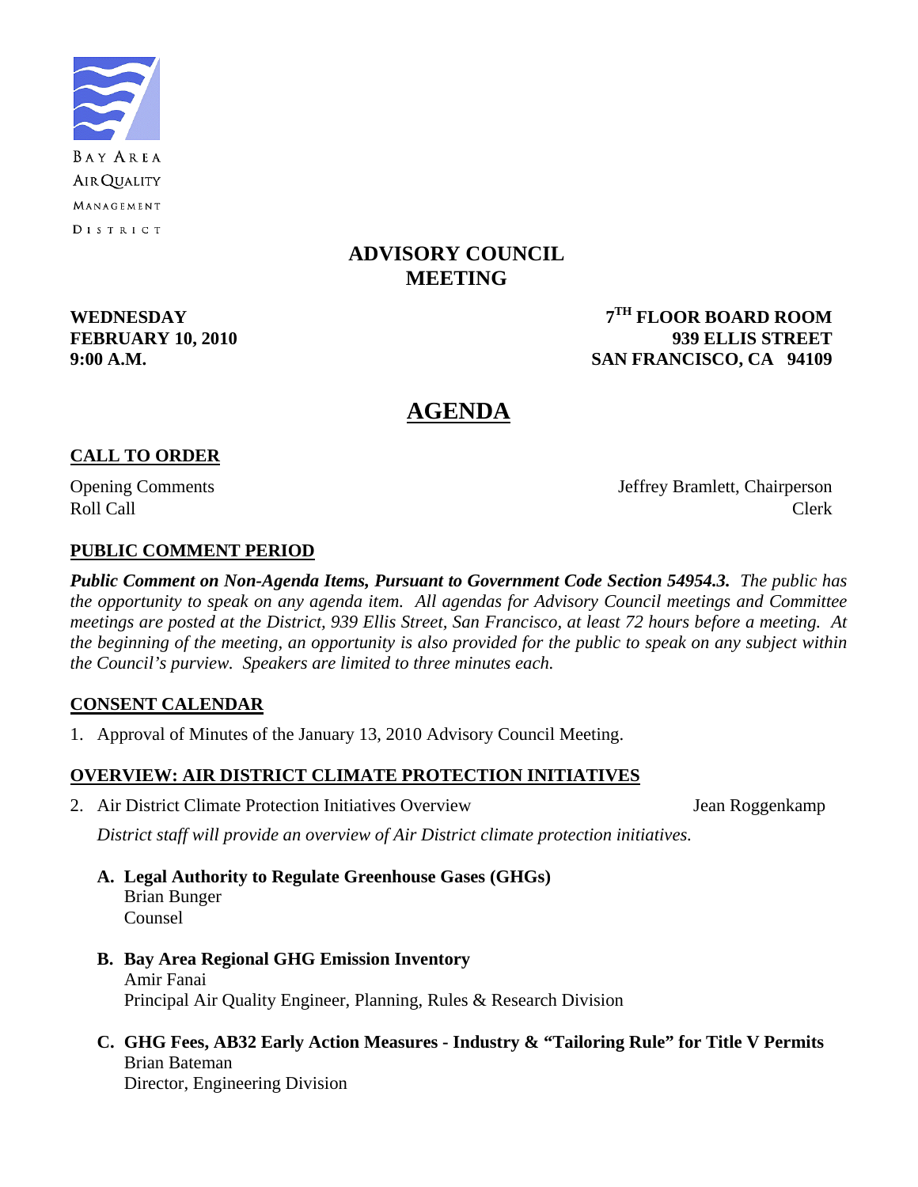BAY AREA AIR QUALITY MANAGEMENT DISTRICT

# ADVISORY COUNCIL MEETING

**WEDNESDAY**
**FEBRUARY 10, 2010**
**9:00 A.M.**

**7TH FLOOR BOARD ROOM**
**939 ELLIS STREET**
**SAN FRANCISCO, CA 94109**

## AGENDA

### CALL TO ORDER

Opening Comments — Jeffrey Bramlett, Chairperson
Roll Call — Clerk

### PUBLIC COMMENT PERIOD

***Public Comment on Non-Agenda Items, Pursuant to Government Code Section 54954.3.*** *The public has the opportunity to speak on any agenda item. All agendas for Advisory Council meetings and Committee meetings are posted at the District, 939 Ellis Street, San Francisco, at least 72 hours before a meeting. At the beginning of the meeting, an opportunity is also provided for the public to speak on any subject within the Council's purview. Speakers are limited to three minutes each.*

### CONSENT CALENDAR

1. Approval of Minutes of the January 13, 2010 Advisory Council Meeting.

### OVERVIEW: AIR DISTRICT CLIMATE PROTECTION INITIATIVES

2. Air District Climate Protection Initiatives Overview — Jean Roggenkamp

   *District staff will provide an overview of Air District climate protection initiatives.*

   **A. Legal Authority to Regulate Greenhouse Gases (GHGs)**
   Brian Bunger
   Counsel

   **B. Bay Area Regional GHG Emission Inventory**
   Amir Fanai
   Principal Air Quality Engineer, Planning, Rules & Research Division

   **C. GHG Fees, AB32 Early Action Measures - Industry & "Tailoring Rule" for Title V Permits**
   Brian Bateman
   Director, Engineering Division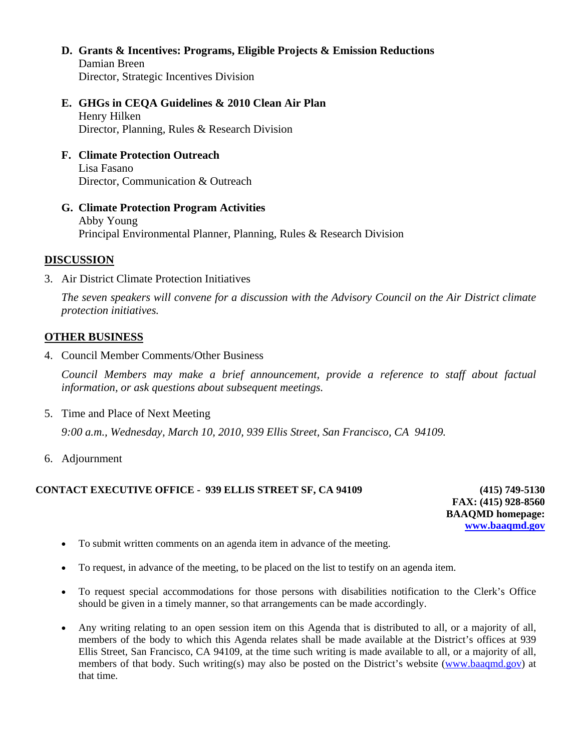**D. Grants & Incentives: Programs, Eligible Projects & Emission Reductions**
Damian Breen
Director, Strategic Incentives Division

**E. GHGs in CEQA Guidelines & 2010 Clean Air Plan**
Henry Hilken
Director, Planning, Rules & Research Division

**F. Climate Protection Outreach**
Lisa Fasano
Director, Communication & Outreach

**G. Climate Protection Program Activities**
Abby Young
Principal Environmental Planner, Planning, Rules & Research Division

## DISCUSSION

3. Air District Climate Protection Initiatives

   *The seven speakers will convene for a discussion with the Advisory Council on the Air District climate protection initiatives.*

## OTHER BUSINESS

4. Council Member Comments/Other Business

   *Council Members may make a brief announcement, provide a reference to staff about factual information, or ask questions about subsequent meetings.*

5. Time and Place of Next Meeting

   *9:00 a.m., Wednesday, March 10, 2010, 939 Ellis Street, San Francisco, CA 94109.*

6. Adjournment

**CONTACT EXECUTIVE OFFICE - 939 ELLIS STREET SF, CA 94109** **(415) 749-5130**
**FAX: (415) 928-8560**
**BAAQMD homepage:**
**www.baaqmd.gov**

- To submit written comments on an agenda item in advance of the meeting.
- To request, in advance of the meeting, to be placed on the list to testify on an agenda item.
- To request special accommodations for those persons with disabilities notification to the Clerk's Office should be given in a timely manner, so that arrangements can be made accordingly.
- Any writing relating to an open session item on this Agenda that is distributed to all, or a majority of all, members of the body to which this Agenda relates shall be made available at the District's offices at 939 Ellis Street, San Francisco, CA 94109, at the time such writing is made available to all, or a majority of all, members of that body. Such writing(s) may also be posted on the District's website (www.baaqmd.gov) at that time.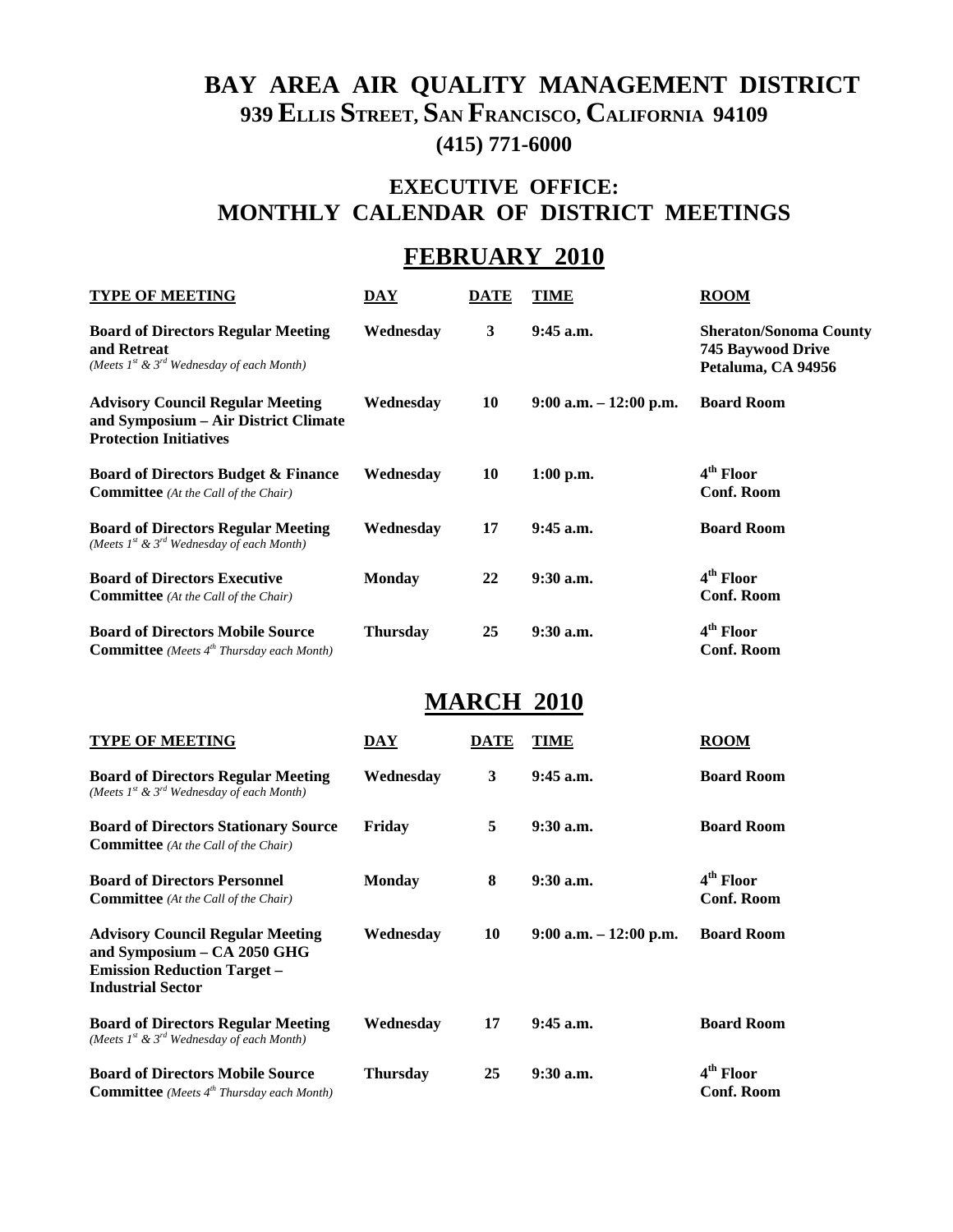# BAY AREA AIR QUALITY MANAGEMENT DISTRICT

**939 ELLIS STREET, SAN FRANCISCO, CALIFORNIA 94109**

**(415) 771-6000**

## EXECUTIVE OFFICE: MONTHLY CALENDAR OF DISTRICT MEETINGS

## FEBRUARY 2010

| TYPE OF MEETING | DAY | DATE | TIME | ROOM |
|---|---|---|---|---|
| **Board of Directors Regular Meeting and Retreat** *(Meets 1st & 3rd Wednesday of each Month)* | Wednesday | 3 | 9:45 a.m. | Sheraton/Sonoma County 745 Baywood Drive Petaluma, CA 94956 |
| **Advisory Council Regular Meeting and Symposium – Air District Climate Protection Initiatives** | Wednesday | 10 | 9:00 a.m. – 12:00 p.m. | Board Room |
| **Board of Directors Budget & Finance Committee** *(At the Call of the Chair)* | Wednesday | 10 | 1:00 p.m. | 4th Floor Conf. Room |
| **Board of Directors Regular Meeting** *(Meets 1st & 3rd Wednesday of each Month)* | Wednesday | 17 | 9:45 a.m. | Board Room |
| **Board of Directors Executive Committee** *(At the Call of the Chair)* | Monday | 22 | 9:30 a.m. | 4th Floor Conf. Room |
| **Board of Directors Mobile Source Committee** *(Meets 4th Thursday each Month)* | Thursday | 25 | 9:30 a.m. | 4th Floor Conf. Room |

## MARCH 2010

| TYPE OF MEETING | DAY | DATE | TIME | ROOM |
|---|---|---|---|---|
| **Board of Directors Regular Meeting** *(Meets 1st & 3rd Wednesday of each Month)* | Wednesday | 3 | 9:45 a.m. | Board Room |
| **Board of Directors Stationary Source Committee** *(At the Call of the Chair)* | Friday | 5 | 9:30 a.m. | Board Room |
| **Board of Directors Personnel Committee** *(At the Call of the Chair)* | Monday | 8 | 9:30 a.m. | 4th Floor Conf. Room |
| **Advisory Council Regular Meeting and Symposium – CA 2050 GHG Emission Reduction Target – Industrial Sector** | Wednesday | 10 | 9:00 a.m. – 12:00 p.m. | Board Room |
| **Board of Directors Regular Meeting** *(Meets 1st & 3rd Wednesday of each Month)* | Wednesday | 17 | 9:45 a.m. | Board Room |
| **Board of Directors Mobile Source Committee** *(Meets 4th Thursday each Month)* | Thursday | 25 | 9:30 a.m. | 4th Floor Conf. Room |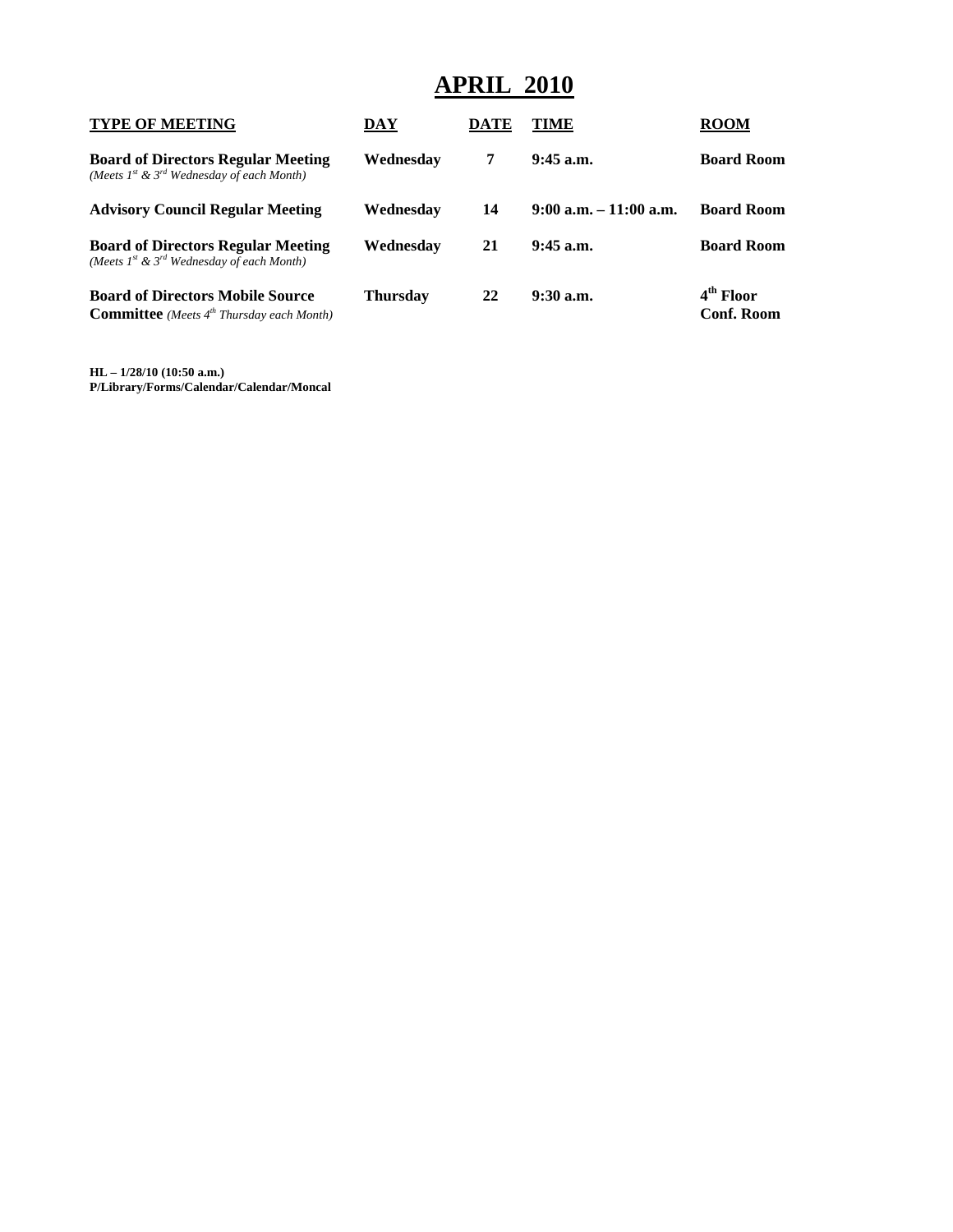# APRIL 2010

| TYPE OF MEETING | DAY | DATE | TIME | ROOM |
|---|---|---|---|---|
| **Board of Directors Regular Meeting** *(Meets 1st & 3rd Wednesday of each Month)* | **Wednesday** | **7** | **9:45 a.m.** | **Board Room** |
| **Advisory Council Regular Meeting** | **Wednesday** | **14** | **9:00 a.m. – 11:00 a.m.** | **Board Room** |
| **Board of Directors Regular Meeting** *(Meets 1st & 3rd Wednesday of each Month)* | **Wednesday** | **21** | **9:45 a.m.** | **Board Room** |
| **Board of Directors Mobile Source Committee** *(Meets 4th Thursday each Month)* | **Thursday** | **22** | **9:30 a.m.** | **4th Floor Conf. Room** |

**HL – 1/28/10 (10:50 a.m.)**
**P/Library/Forms/Calendar/Calendar/Moncal**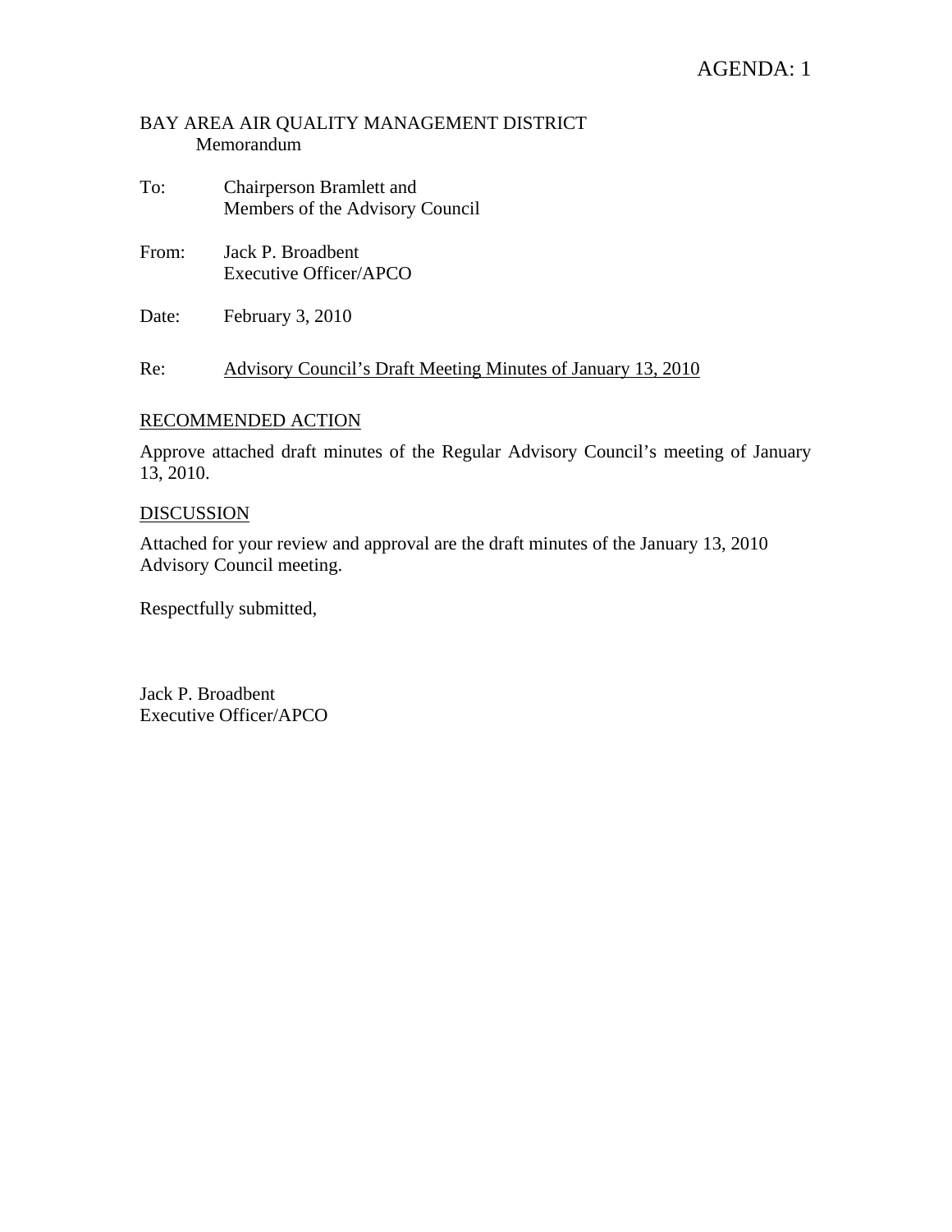AGENDA: 1

BAY AREA AIR QUALITY MANAGEMENT DISTRICT
Memorandum

To: Chairperson Bramlett and
Members of the Advisory Council

From: Jack P. Broadbent
Executive Officer/APCO

Date: February 3, 2010

Re: Advisory Council's Draft Meeting Minutes of January 13, 2010

RECOMMENDED ACTION

Approve attached draft minutes of the Regular Advisory Council's meeting of January 13, 2010.

DISCUSSION

Attached for your review and approval are the draft minutes of the January 13, 2010 Advisory Council meeting.

Respectfully submitted,

Jack P. Broadbent
Executive Officer/APCO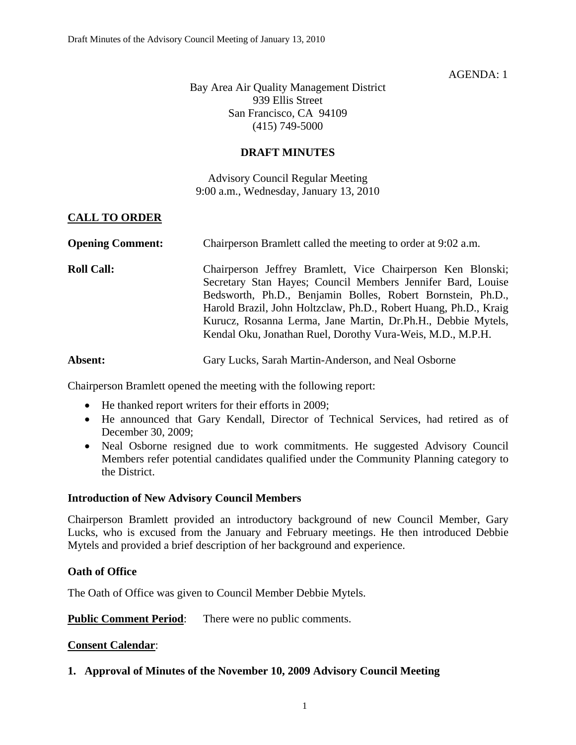AGENDA: 1

Bay Area Air Quality Management District
939 Ellis Street
San Francisco, CA 94109
(415) 749-5000

# DRAFT MINUTES

Advisory Council Regular Meeting
9:00 a.m., Wednesday, January 13, 2010

## CALL TO ORDER

**Opening Comment:** Chairperson Bramlett called the meeting to order at 9:02 a.m.

**Roll Call:** Chairperson Jeffrey Bramlett, Vice Chairperson Ken Blonski; Secretary Stan Hayes; Council Members Jennifer Bard, Louise Bedsworth, Ph.D., Benjamin Bolles, Robert Bornstein, Ph.D., Harold Brazil, John Holtzclaw, Ph.D., Robert Huang, Ph.D., Kraig Kurucz, Rosanna Lerma, Jane Martin, Dr.Ph.H., Debbie Mytels, Kendal Oku, Jonathan Ruel, Dorothy Vura-Weis, M.D., M.P.H.

**Absent:** Gary Lucks, Sarah Martin-Anderson, and Neal Osborne

Chairperson Bramlett opened the meeting with the following report:

- He thanked report writers for their efforts in 2009;
- He announced that Gary Kendall, Director of Technical Services, had retired as of December 30, 2009;
- Neal Osborne resigned due to work commitments. He suggested Advisory Council Members refer potential candidates qualified under the Community Planning category to the District.

### Introduction of New Advisory Council Members

Chairperson Bramlett provided an introductory background of new Council Member, Gary Lucks, who is excused from the January and February meetings. He then introduced Debbie Mytels and provided a brief description of her background and experience.

### Oath of Office

The Oath of Office was given to Council Member Debbie Mytels.

**Public Comment Period**: There were no public comments.

**Consent Calendar**:

**1. Approval of Minutes of the November 10, 2009 Advisory Council Meeting**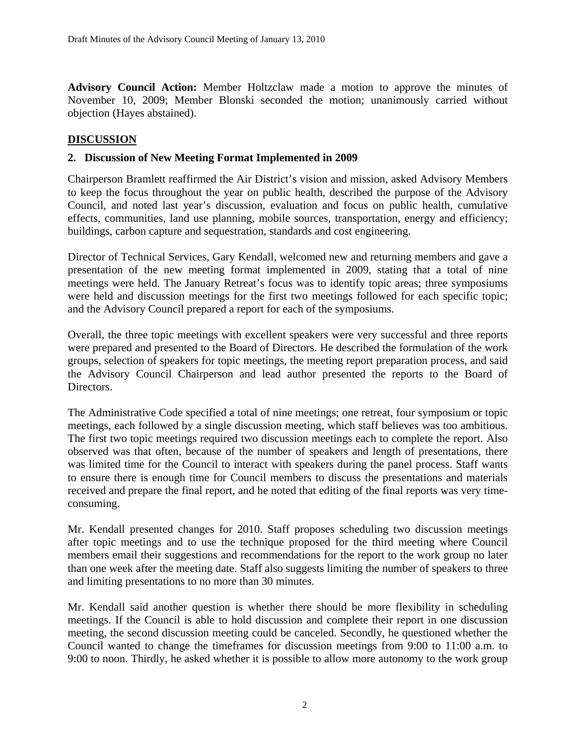**Advisory Council Action:** Member Holtzclaw made a motion to approve the minutes of November 10, 2009; Member Blonski seconded the motion; unanimously carried without objection (Hayes abstained).

## DISCUSSION

### 2. Discussion of New Meeting Format Implemented in 2009

Chairperson Bramlett reaffirmed the Air District's vision and mission, asked Advisory Members to keep the focus throughout the year on public health, described the purpose of the Advisory Council, and noted last year's discussion, evaluation and focus on public health, cumulative effects, communities, land use planning, mobile sources, transportation, energy and efficiency; buildings, carbon capture and sequestration, standards and cost engineering.

Director of Technical Services, Gary Kendall, welcomed new and returning members and gave a presentation of the new meeting format implemented in 2009, stating that a total of nine meetings were held. The January Retreat's focus was to identify topic areas; three symposiums were held and discussion meetings for the first two meetings followed for each specific topic; and the Advisory Council prepared a report for each of the symposiums.

Overall, the three topic meetings with excellent speakers were very successful and three reports were prepared and presented to the Board of Directors. He described the formulation of the work groups, selection of speakers for topic meetings, the meeting report preparation process, and said the Advisory Council Chairperson and lead author presented the reports to the Board of Directors.

The Administrative Code specified a total of nine meetings; one retreat, four symposium or topic meetings, each followed by a single discussion meeting, which staff believes was too ambitious. The first two topic meetings required two discussion meetings each to complete the report. Also observed was that often, because of the number of speakers and length of presentations, there was limited time for the Council to interact with speakers during the panel process. Staff wants to ensure there is enough time for Council members to discuss the presentations and materials received and prepare the final report, and he noted that editing of the final reports was very time-consuming.

Mr. Kendall presented changes for 2010. Staff proposes scheduling two discussion meetings after topic meetings and to use the technique proposed for the third meeting where Council members email their suggestions and recommendations for the report to the work group no later than one week after the meeting date. Staff also suggests limiting the number of speakers to three and limiting presentations to no more than 30 minutes.

Mr. Kendall said another question is whether there should be more flexibility in scheduling meetings. If the Council is able to hold discussion and complete their report in one discussion meeting, the second discussion meeting could be canceled. Secondly, he questioned whether the Council wanted to change the timeframes for discussion meetings from 9:00 to 11:00 a.m. to 9:00 to noon. Thirdly, he asked whether it is possible to allow more autonomy to the work group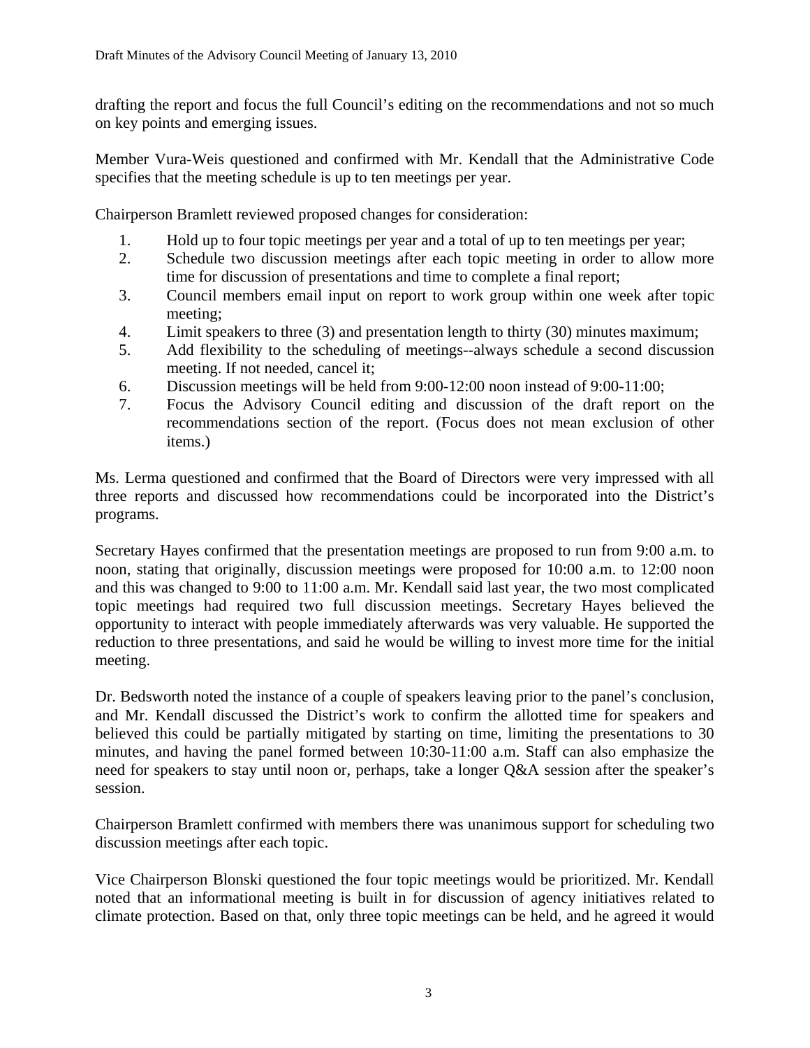drafting the report and focus the full Council's editing on the recommendations and not so much on key points and emerging issues.

Member Vura-Weis questioned and confirmed with Mr. Kendall that the Administrative Code specifies that the meeting schedule is up to ten meetings per year.

Chairperson Bramlett reviewed proposed changes for consideration:

1. Hold up to four topic meetings per year and a total of up to ten meetings per year;
2. Schedule two discussion meetings after each topic meeting in order to allow more time for discussion of presentations and time to complete a final report;
3. Council members email input on report to work group within one week after topic meeting;
4. Limit speakers to three (3) and presentation length to thirty (30) minutes maximum;
5. Add flexibility to the scheduling of meetings--always schedule a second discussion meeting. If not needed, cancel it;
6. Discussion meetings will be held from 9:00-12:00 noon instead of 9:00-11:00;
7. Focus the Advisory Council editing and discussion of the draft report on the recommendations section of the report. (Focus does not mean exclusion of other items.)

Ms. Lerma questioned and confirmed that the Board of Directors were very impressed with all three reports and discussed how recommendations could be incorporated into the District's programs.

Secretary Hayes confirmed that the presentation meetings are proposed to run from 9:00 a.m. to noon, stating that originally, discussion meetings were proposed for 10:00 a.m. to 12:00 noon and this was changed to 9:00 to 11:00 a.m. Mr. Kendall said last year, the two most complicated topic meetings had required two full discussion meetings. Secretary Hayes believed the opportunity to interact with people immediately afterwards was very valuable. He supported the reduction to three presentations, and said he would be willing to invest more time for the initial meeting.

Dr. Bedsworth noted the instance of a couple of speakers leaving prior to the panel's conclusion, and Mr. Kendall discussed the District's work to confirm the allotted time for speakers and believed this could be partially mitigated by starting on time, limiting the presentations to 30 minutes, and having the panel formed between 10:30-11:00 a.m. Staff can also emphasize the need for speakers to stay until noon or, perhaps, take a longer Q&A session after the speaker's session.

Chairperson Bramlett confirmed with members there was unanimous support for scheduling two discussion meetings after each topic.

Vice Chairperson Blonski questioned the four topic meetings would be prioritized. Mr. Kendall noted that an informational meeting is built in for discussion of agency initiatives related to climate protection. Based on that, only three topic meetings can be held, and he agreed it would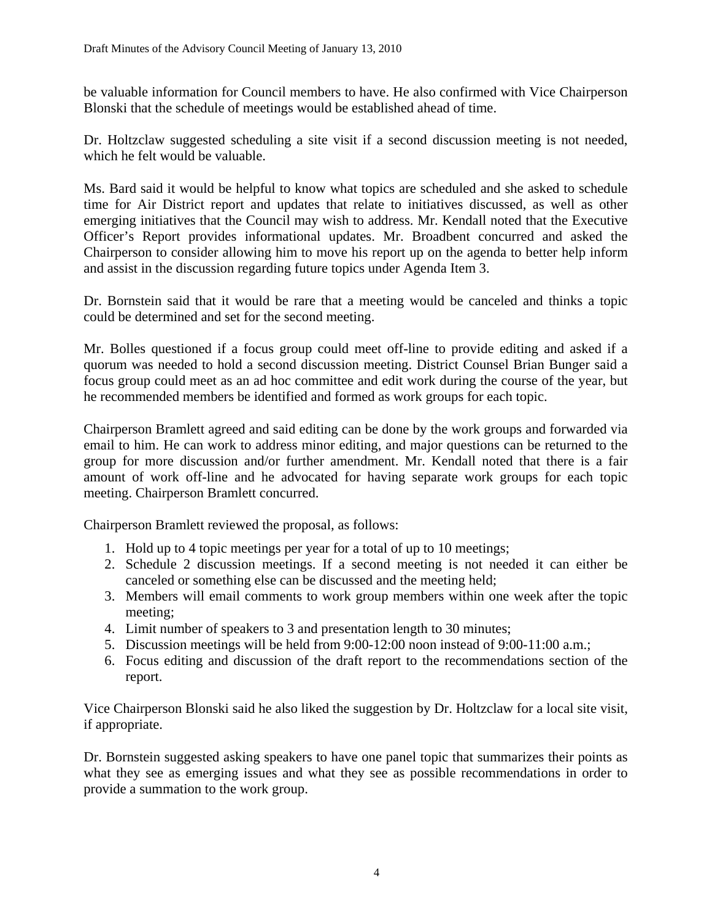be valuable information for Council members to have. He also confirmed with Vice Chairperson Blonski that the schedule of meetings would be established ahead of time.

Dr. Holtzclaw suggested scheduling a site visit if a second discussion meeting is not needed, which he felt would be valuable.

Ms. Bard said it would be helpful to know what topics are scheduled and she asked to schedule time for Air District report and updates that relate to initiatives discussed, as well as other emerging initiatives that the Council may wish to address. Mr. Kendall noted that the Executive Officer's Report provides informational updates. Mr. Broadbent concurred and asked the Chairperson to consider allowing him to move his report up on the agenda to better help inform and assist in the discussion regarding future topics under Agenda Item 3.

Dr. Bornstein said that it would be rare that a meeting would be canceled and thinks a topic could be determined and set for the second meeting.

Mr. Bolles questioned if a focus group could meet off-line to provide editing and asked if a quorum was needed to hold a second discussion meeting. District Counsel Brian Bunger said a focus group could meet as an ad hoc committee and edit work during the course of the year, but he recommended members be identified and formed as work groups for each topic.

Chairperson Bramlett agreed and said editing can be done by the work groups and forwarded via email to him. He can work to address minor editing, and major questions can be returned to the group for more discussion and/or further amendment. Mr. Kendall noted that there is a fair amount of work off-line and he advocated for having separate work groups for each topic meeting. Chairperson Bramlett concurred.

Chairperson Bramlett reviewed the proposal, as follows:

1. Hold up to 4 topic meetings per year for a total of up to 10 meetings;
2. Schedule 2 discussion meetings. If a second meeting is not needed it can either be canceled or something else can be discussed and the meeting held;
3. Members will email comments to work group members within one week after the topic meeting;
4. Limit number of speakers to 3 and presentation length to 30 minutes;
5. Discussion meetings will be held from 9:00-12:00 noon instead of 9:00-11:00 a.m.;
6. Focus editing and discussion of the draft report to the recommendations section of the report.

Vice Chairperson Blonski said he also liked the suggestion by Dr. Holtzclaw for a local site visit, if appropriate.

Dr. Bornstein suggested asking speakers to have one panel topic that summarizes their points as what they see as emerging issues and what they see as possible recommendations in order to provide a summation to the work group.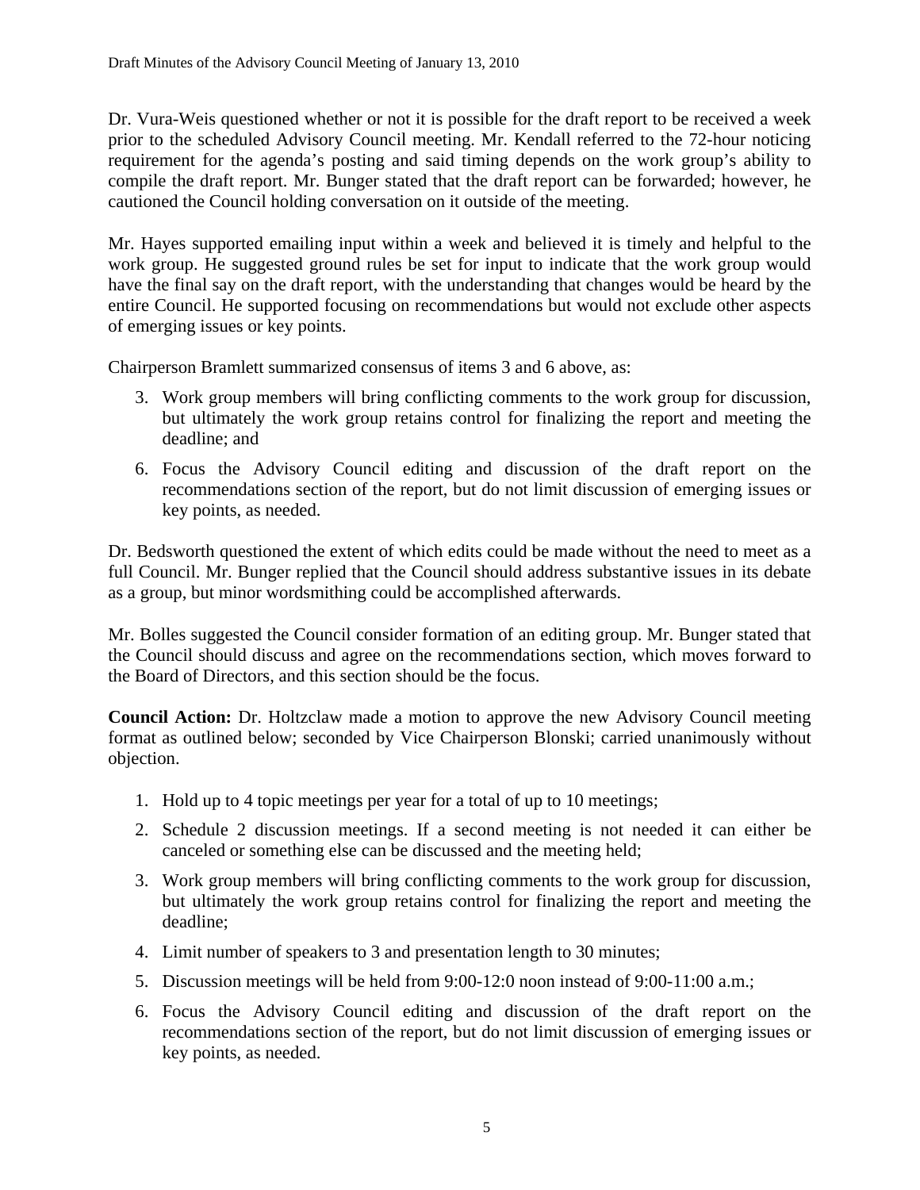Dr. Vura-Weis questioned whether or not it is possible for the draft report to be received a week prior to the scheduled Advisory Council meeting. Mr. Kendall referred to the 72-hour noticing requirement for the agenda's posting and said timing depends on the work group's ability to compile the draft report. Mr. Bunger stated that the draft report can be forwarded; however, he cautioned the Council holding conversation on it outside of the meeting.

Mr. Hayes supported emailing input within a week and believed it is timely and helpful to the work group. He suggested ground rules be set for input to indicate that the work group would have the final say on the draft report, with the understanding that changes would be heard by the entire Council. He supported focusing on recommendations but would not exclude other aspects of emerging issues or key points.

Chairperson Bramlett summarized consensus of items 3 and 6 above, as:

3. Work group members will bring conflicting comments to the work group for discussion, but ultimately the work group retains control for finalizing the report and meeting the deadline; and
6. Focus the Advisory Council editing and discussion of the draft report on the recommendations section of the report, but do not limit discussion of emerging issues or key points, as needed.

Dr. Bedsworth questioned the extent of which edits could be made without the need to meet as a full Council. Mr. Bunger replied that the Council should address substantive issues in its debate as a group, but minor wordsmithing could be accomplished afterwards.

Mr. Bolles suggested the Council consider formation of an editing group. Mr. Bunger stated that the Council should discuss and agree on the recommendations section, which moves forward to the Board of Directors, and this section should be the focus.

**Council Action:** Dr. Holtzclaw made a motion to approve the new Advisory Council meeting format as outlined below; seconded by Vice Chairperson Blonski; carried unanimously without objection.

1. Hold up to 4 topic meetings per year for a total of up to 10 meetings;
2. Schedule 2 discussion meetings. If a second meeting is not needed it can either be canceled or something else can be discussed and the meeting held;
3. Work group members will bring conflicting comments to the work group for discussion, but ultimately the work group retains control for finalizing the report and meeting the deadline;
4. Limit number of speakers to 3 and presentation length to 30 minutes;
5. Discussion meetings will be held from 9:00-12:0 noon instead of 9:00-11:00 a.m.;
6. Focus the Advisory Council editing and discussion of the draft report on the recommendations section of the report, but do not limit discussion of emerging issues or key points, as needed.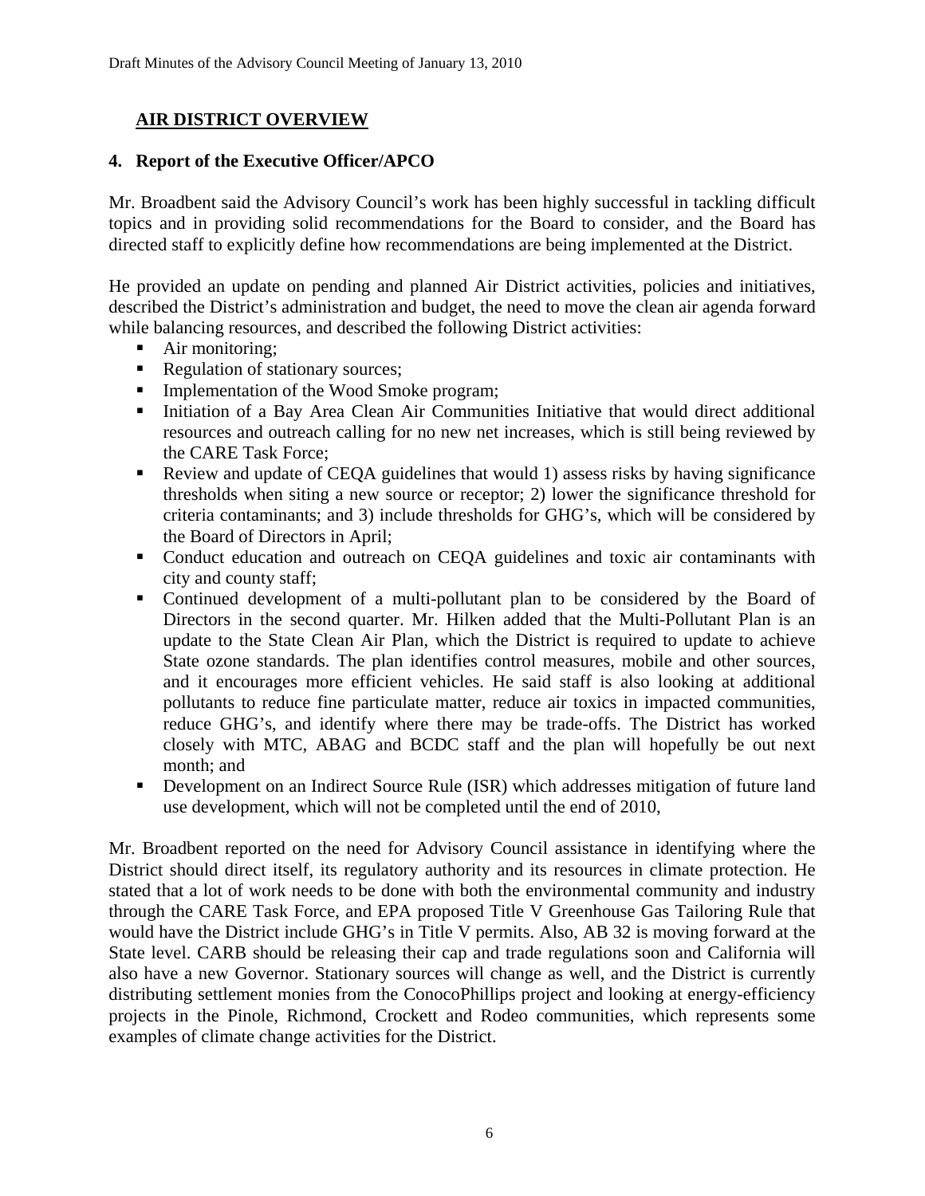## AIR DISTRICT OVERVIEW

### 4. Report of the Executive Officer/APCO

Mr. Broadbent said the Advisory Council's work has been highly successful in tackling difficult topics and in providing solid recommendations for the Board to consider, and the Board has directed staff to explicitly define how recommendations are being implemented at the District.

He provided an update on pending and planned Air District activities, policies and initiatives, described the District's administration and budget, the need to move the clean air agenda forward while balancing resources, and described the following District activities:

- Air monitoring;
- Regulation of stationary sources;
- Implementation of the Wood Smoke program;
- Initiation of a Bay Area Clean Air Communities Initiative that would direct additional resources and outreach calling for no new net increases, which is still being reviewed by the CARE Task Force;
- Review and update of CEQA guidelines that would 1) assess risks by having significance thresholds when siting a new source or receptor; 2) lower the significance threshold for criteria contaminants; and 3) include thresholds for GHG's, which will be considered by the Board of Directors in April;
- Conduct education and outreach on CEQA guidelines and toxic air contaminants with city and county staff;
- Continued development of a multi-pollutant plan to be considered by the Board of Directors in the second quarter. Mr. Hilken added that the Multi-Pollutant Plan is an update to the State Clean Air Plan, which the District is required to update to achieve State ozone standards. The plan identifies control measures, mobile and other sources, and it encourages more efficient vehicles. He said staff is also looking at additional pollutants to reduce fine particulate matter, reduce air toxics in impacted communities, reduce GHG's, and identify where there may be trade-offs. The District has worked closely with MTC, ABAG and BCDC staff and the plan will hopefully be out next month; and
- Development on an Indirect Source Rule (ISR) which addresses mitigation of future land use development, which will not be completed until the end of 2010,

Mr. Broadbent reported on the need for Advisory Council assistance in identifying where the District should direct itself, its regulatory authority and its resources in climate protection. He stated that a lot of work needs to be done with both the environmental community and industry through the CARE Task Force, and EPA proposed Title V Greenhouse Gas Tailoring Rule that would have the District include GHG's in Title V permits. Also, AB 32 is moving forward at the State level. CARB should be releasing their cap and trade regulations soon and California will also have a new Governor. Stationary sources will change as well, and the District is currently distributing settlement monies from the ConocoPhillips project and looking at energy-efficiency projects in the Pinole, Richmond, Crockett and Rodeo communities, which represents some examples of climate change activities for the District.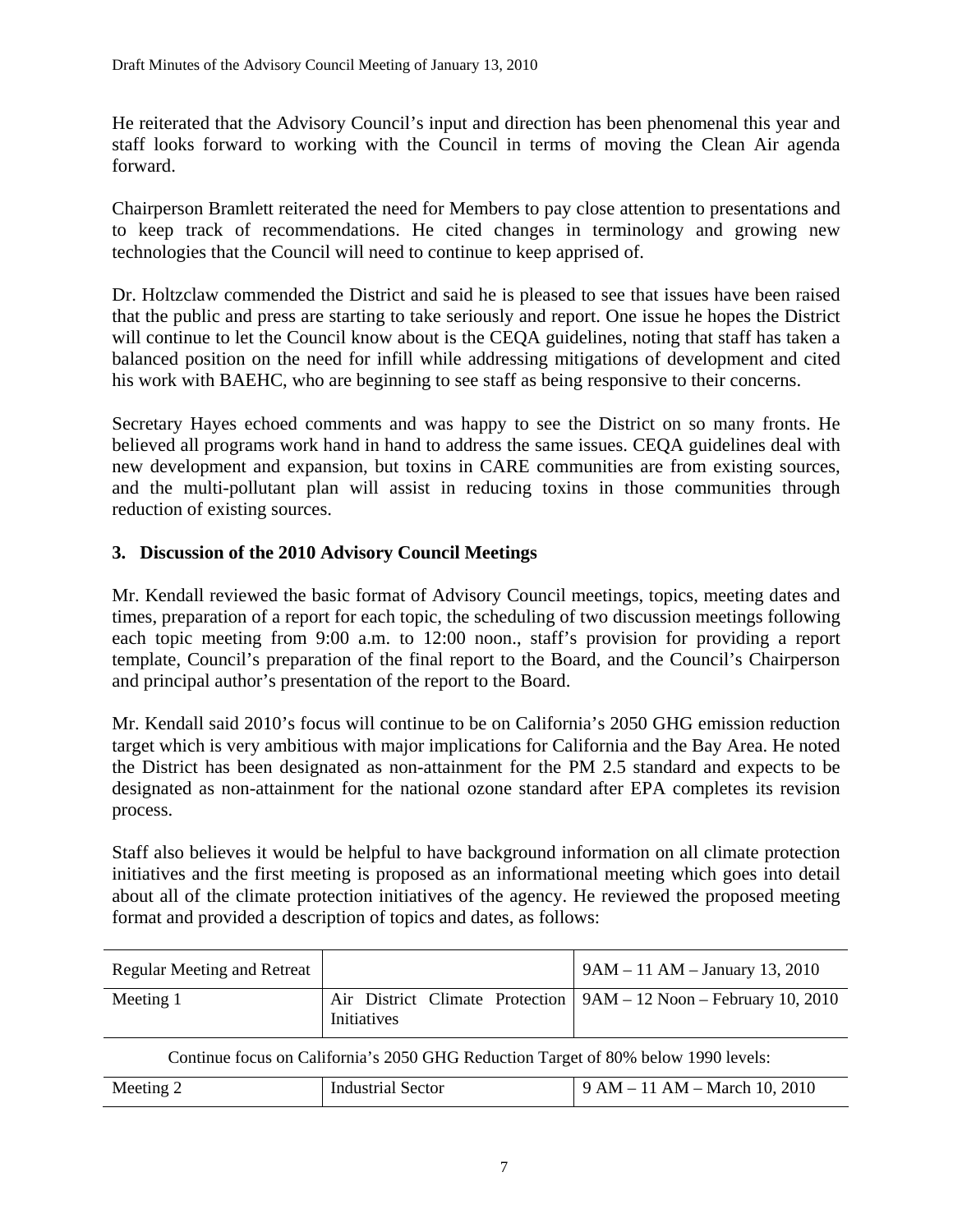He reiterated that the Advisory Council's input and direction has been phenomenal this year and staff looks forward to working with the Council in terms of moving the Clean Air agenda forward.

Chairperson Bramlett reiterated the need for Members to pay close attention to presentations and to keep track of recommendations. He cited changes in terminology and growing new technologies that the Council will need to continue to keep apprised of.

Dr. Holtzclaw commended the District and said he is pleased to see that issues have been raised that the public and press are starting to take seriously and report. One issue he hopes the District will continue to let the Council know about is the CEQA guidelines, noting that staff has taken a balanced position on the need for infill while addressing mitigations of development and cited his work with BAEHC, who are beginning to see staff as being responsive to their concerns.

Secretary Hayes echoed comments and was happy to see the District on so many fronts. He believed all programs work hand in hand to address the same issues. CEQA guidelines deal with new development and expansion, but toxins in CARE communities are from existing sources, and the multi-pollutant plan will assist in reducing toxins in those communities through reduction of existing sources.

## 3. Discussion of the 2010 Advisory Council Meetings

Mr. Kendall reviewed the basic format of Advisory Council meetings, topics, meeting dates and times, preparation of a report for each topic, the scheduling of two discussion meetings following each topic meeting from 9:00 a.m. to 12:00 noon., staff's provision for providing a report template, Council's preparation of the final report to the Board, and the Council's Chairperson and principal author's presentation of the report to the Board.

Mr. Kendall said 2010's focus will continue to be on California's 2050 GHG emission reduction target which is very ambitious with major implications for California and the Bay Area. He noted the District has been designated as non-attainment for the PM 2.5 standard and expects to be designated as non-attainment for the national ozone standard after EPA completes its revision process.

Staff also believes it would be helpful to have background information on all climate protection initiatives and the first meeting is proposed as an informational meeting which goes into detail about all of the climate protection initiatives of the agency. He reviewed the proposed meeting format and provided a description of topics and dates, as follows:

| | | |
|---|---|---|
| Regular Meeting and Retreat | | 9AM – 11 AM – January 13, 2010 |
| Meeting 1 | Air District Climate Protection Initiatives | 9AM – 12 Noon – February 10, 2010 |
| Continue focus on California's 2050 GHG Reduction Target of 80% below 1990 levels: | | |
| Meeting 2 | Industrial Sector | 9 AM – 11 AM – March 10, 2010 |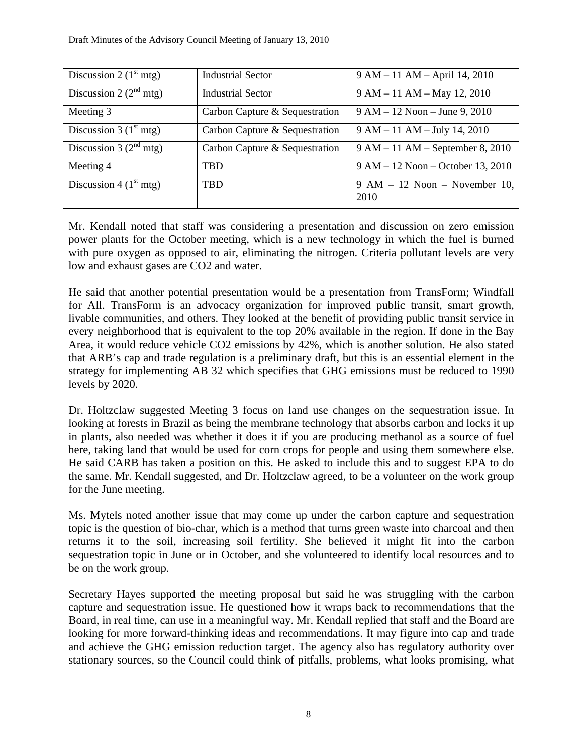| Discussion 2 ($1^{st}$ mtg) | Industrial Sector | 9 AM – 11 AM – April 14, 2010 |
|---|---|---|
| Discussion 2 ($2^{nd}$ mtg) | Industrial Sector | 9 AM – 11 AM – May 12, 2010 |
| Meeting 3 | Carbon Capture & Sequestration | 9 AM – 12 Noon – June 9, 2010 |
| Discussion 3 ($1^{st}$ mtg) | Carbon Capture & Sequestration | 9 AM – 11 AM – July 14, 2010 |
| Discussion 3 ($2^{nd}$ mtg) | Carbon Capture & Sequestration | 9 AM – 11 AM – September 8, 2010 |
| Meeting 4 | TBD | 9 AM – 12 Noon – October 13, 2010 |
| Discussion 4 ($1^{st}$ mtg) | TBD | 9 AM – 12 Noon – November 10, 2010 |

Mr. Kendall noted that staff was considering a presentation and discussion on zero emission power plants for the October meeting, which is a new technology in which the fuel is burned with pure oxygen as opposed to air, eliminating the nitrogen. Criteria pollutant levels are very low and exhaust gases are CO2 and water.

He said that another potential presentation would be a presentation from TransForm; Windfall for All. TransForm is an advocacy organization for improved public transit, smart growth, livable communities, and others. They looked at the benefit of providing public transit service in every neighborhood that is equivalent to the top 20% available in the region. If done in the Bay Area, it would reduce vehicle CO2 emissions by 42%, which is another solution. He also stated that ARB's cap and trade regulation is a preliminary draft, but this is an essential element in the strategy for implementing AB 32 which specifies that GHG emissions must be reduced to 1990 levels by 2020.

Dr. Holtzclaw suggested Meeting 3 focus on land use changes on the sequestration issue. In looking at forests in Brazil as being the membrane technology that absorbs carbon and locks it up in plants, also needed was whether it does it if you are producing methanol as a source of fuel here, taking land that would be used for corn crops for people and using them somewhere else. He said CARB has taken a position on this. He asked to include this and to suggest EPA to do the same. Mr. Kendall suggested, and Dr. Holtzclaw agreed, to be a volunteer on the work group for the June meeting.

Ms. Mytels noted another issue that may come up under the carbon capture and sequestration topic is the question of bio-char, which is a method that turns green waste into charcoal and then returns it to the soil, increasing soil fertility. She believed it might fit into the carbon sequestration topic in June or in October, and she volunteered to identify local resources and to be on the work group.

Secretary Hayes supported the meeting proposal but said he was struggling with the carbon capture and sequestration issue. He questioned how it wraps back to recommendations that the Board, in real time, can use in a meaningful way. Mr. Kendall replied that staff and the Board are looking for more forward-thinking ideas and recommendations. It may figure into cap and trade and achieve the GHG emission reduction target. The agency also has regulatory authority over stationary sources, so the Council could think of pitfalls, problems, what looks promising, what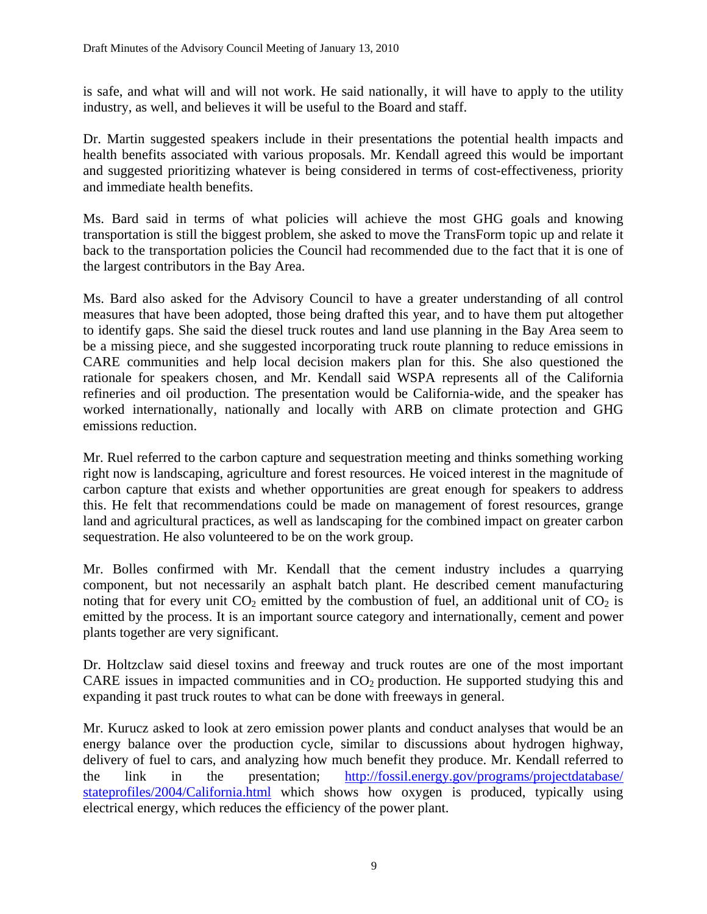is safe, and what will and will not work. He said nationally, it will have to apply to the utility industry, as well, and believes it will be useful to the Board and staff.

Dr. Martin suggested speakers include in their presentations the potential health impacts and health benefits associated with various proposals. Mr. Kendall agreed this would be important and suggested prioritizing whatever is being considered in terms of cost-effectiveness, priority and immediate health benefits.

Ms. Bard said in terms of what policies will achieve the most GHG goals and knowing transportation is still the biggest problem, she asked to move the TransForm topic up and relate it back to the transportation policies the Council had recommended due to the fact that it is one of the largest contributors in the Bay Area.

Ms. Bard also asked for the Advisory Council to have a greater understanding of all control measures that have been adopted, those being drafted this year, and to have them put altogether to identify gaps. She said the diesel truck routes and land use planning in the Bay Area seem to be a missing piece, and she suggested incorporating truck route planning to reduce emissions in CARE communities and help local decision makers plan for this. She also questioned the rationale for speakers chosen, and Mr. Kendall said WSPA represents all of the California refineries and oil production. The presentation would be California-wide, and the speaker has worked internationally, nationally and locally with ARB on climate protection and GHG emissions reduction.

Mr. Ruel referred to the carbon capture and sequestration meeting and thinks something working right now is landscaping, agriculture and forest resources. He voiced interest in the magnitude of carbon capture that exists and whether opportunities are great enough for speakers to address this. He felt that recommendations could be made on management of forest resources, grange land and agricultural practices, as well as landscaping for the combined impact on greater carbon sequestration. He also volunteered to be on the work group.

Mr. Bolles confirmed with Mr. Kendall that the cement industry includes a quarrying component, but not necessarily an asphalt batch plant. He described cement manufacturing noting that for every unit $CO_2$ emitted by the combustion of fuel, an additional unit of $CO_2$ is emitted by the process. It is an important source category and internationally, cement and power plants together are very significant.

Dr. Holtzclaw said diesel toxins and freeway and truck routes are one of the most important CARE issues in impacted communities and in $CO_2$ production. He supported studying this and expanding it past truck routes to what can be done with freeways in general.

Mr. Kurucz asked to look at zero emission power plants and conduct analyses that would be an energy balance over the production cycle, similar to discussions about hydrogen highway, delivery of fuel to cars, and analyzing how much benefit they produce. Mr. Kendall referred to the link in the presentation; http://fossil.energy.gov/programs/projectdatabase/stateprofiles/2004/California.html which shows how oxygen is produced, typically using electrical energy, which reduces the efficiency of the power plant.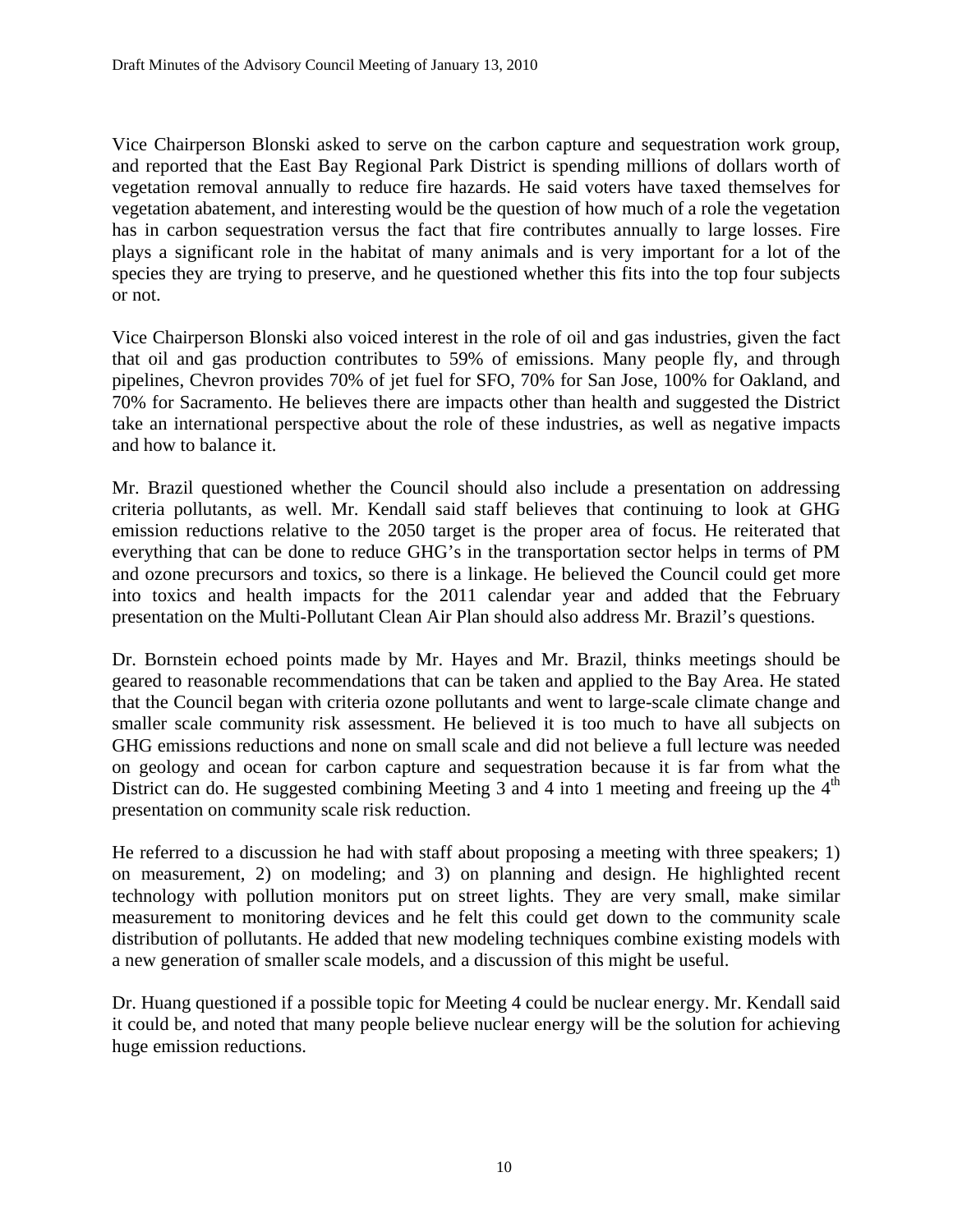Vice Chairperson Blonski asked to serve on the carbon capture and sequestration work group, and reported that the East Bay Regional Park District is spending millions of dollars worth of vegetation removal annually to reduce fire hazards. He said voters have taxed themselves for vegetation abatement, and interesting would be the question of how much of a role the vegetation has in carbon sequestration versus the fact that fire contributes annually to large losses. Fire plays a significant role in the habitat of many animals and is very important for a lot of the species they are trying to preserve, and he questioned whether this fits into the top four subjects or not.

Vice Chairperson Blonski also voiced interest in the role of oil and gas industries, given the fact that oil and gas production contributes to 59% of emissions. Many people fly, and through pipelines, Chevron provides 70% of jet fuel for SFO, 70% for San Jose, 100% for Oakland, and 70% for Sacramento. He believes there are impacts other than health and suggested the District take an international perspective about the role of these industries, as well as negative impacts and how to balance it.

Mr. Brazil questioned whether the Council should also include a presentation on addressing criteria pollutants, as well. Mr. Kendall said staff believes that continuing to look at GHG emission reductions relative to the 2050 target is the proper area of focus. He reiterated that everything that can be done to reduce GHG's in the transportation sector helps in terms of PM and ozone precursors and toxics, so there is a linkage. He believed the Council could get more into toxics and health impacts for the 2011 calendar year and added that the February presentation on the Multi-Pollutant Clean Air Plan should also address Mr. Brazil's questions.

Dr. Bornstein echoed points made by Mr. Hayes and Mr. Brazil, thinks meetings should be geared to reasonable recommendations that can be taken and applied to the Bay Area. He stated that the Council began with criteria ozone pollutants and went to large-scale climate change and smaller scale community risk assessment. He believed it is too much to have all subjects on GHG emissions reductions and none on small scale and did not believe a full lecture was needed on geology and ocean for carbon capture and sequestration because it is far from what the District can do. He suggested combining Meeting 3 and 4 into 1 meeting and freeing up the 4th presentation on community scale risk reduction.

He referred to a discussion he had with staff about proposing a meeting with three speakers; 1) on measurement, 2) on modeling; and 3) on planning and design. He highlighted recent technology with pollution monitors put on street lights. They are very small, make similar measurement to monitoring devices and he felt this could get down to the community scale distribution of pollutants. He added that new modeling techniques combine existing models with a new generation of smaller scale models, and a discussion of this might be useful.

Dr. Huang questioned if a possible topic for Meeting 4 could be nuclear energy. Mr. Kendall said it could be, and noted that many people believe nuclear energy will be the solution for achieving huge emission reductions.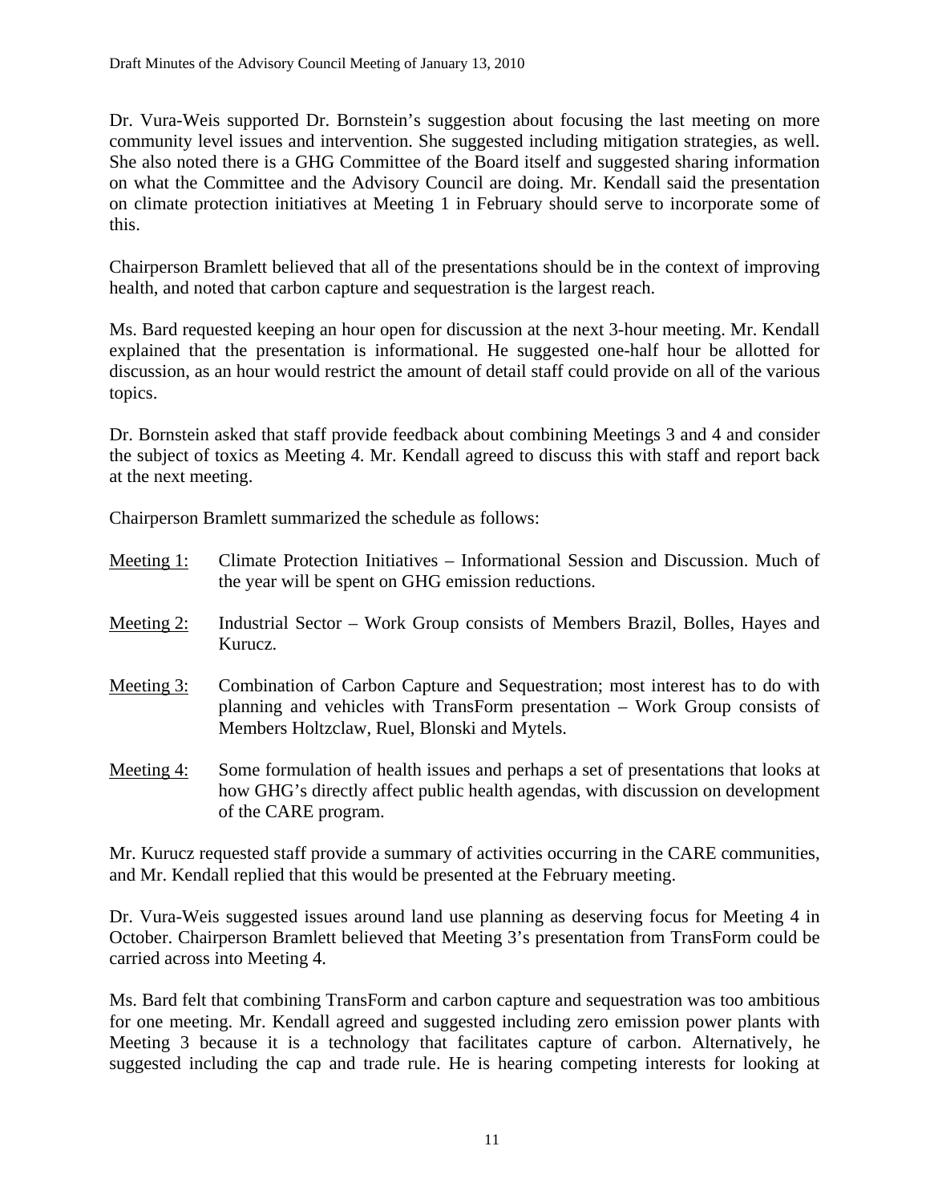Dr. Vura-Weis supported Dr. Bornstein's suggestion about focusing the last meeting on more community level issues and intervention. She suggested including mitigation strategies, as well. She also noted there is a GHG Committee of the Board itself and suggested sharing information on what the Committee and the Advisory Council are doing. Mr. Kendall said the presentation on climate protection initiatives at Meeting 1 in February should serve to incorporate some of this.

Chairperson Bramlett believed that all of the presentations should be in the context of improving health, and noted that carbon capture and sequestration is the largest reach.

Ms. Bard requested keeping an hour open for discussion at the next 3-hour meeting. Mr. Kendall explained that the presentation is informational. He suggested one-half hour be allotted for discussion, as an hour would restrict the amount of detail staff could provide on all of the various topics.

Dr. Bornstein asked that staff provide feedback about combining Meetings 3 and 4 and consider the subject of toxics as Meeting 4. Mr. Kendall agreed to discuss this with staff and report back at the next meeting.

Chairperson Bramlett summarized the schedule as follows:

<u>Meeting 1:</u> Climate Protection Initiatives – Informational Session and Discussion. Much of the year will be spent on GHG emission reductions.

<u>Meeting 2:</u> Industrial Sector – Work Group consists of Members Brazil, Bolles, Hayes and Kurucz.

<u>Meeting 3:</u> Combination of Carbon Capture and Sequestration; most interest has to do with planning and vehicles with TransForm presentation – Work Group consists of Members Holtzclaw, Ruel, Blonski and Mytels.

<u>Meeting 4</u>: Some formulation of health issues and perhaps a set of presentations that looks at how GHG's directly affect public health agendas, with discussion on development of the CARE program.

Mr. Kurucz requested staff provide a summary of activities occurring in the CARE communities, and Mr. Kendall replied that this would be presented at the February meeting.

Dr. Vura-Weis suggested issues around land use planning as deserving focus for Meeting 4 in October. Chairperson Bramlett believed that Meeting 3's presentation from TransForm could be carried across into Meeting 4.

Ms. Bard felt that combining TransForm and carbon capture and sequestration was too ambitious for one meeting. Mr. Kendall agreed and suggested including zero emission power plants with Meeting 3 because it is a technology that facilitates capture of carbon. Alternatively, he suggested including the cap and trade rule. He is hearing competing interests for looking at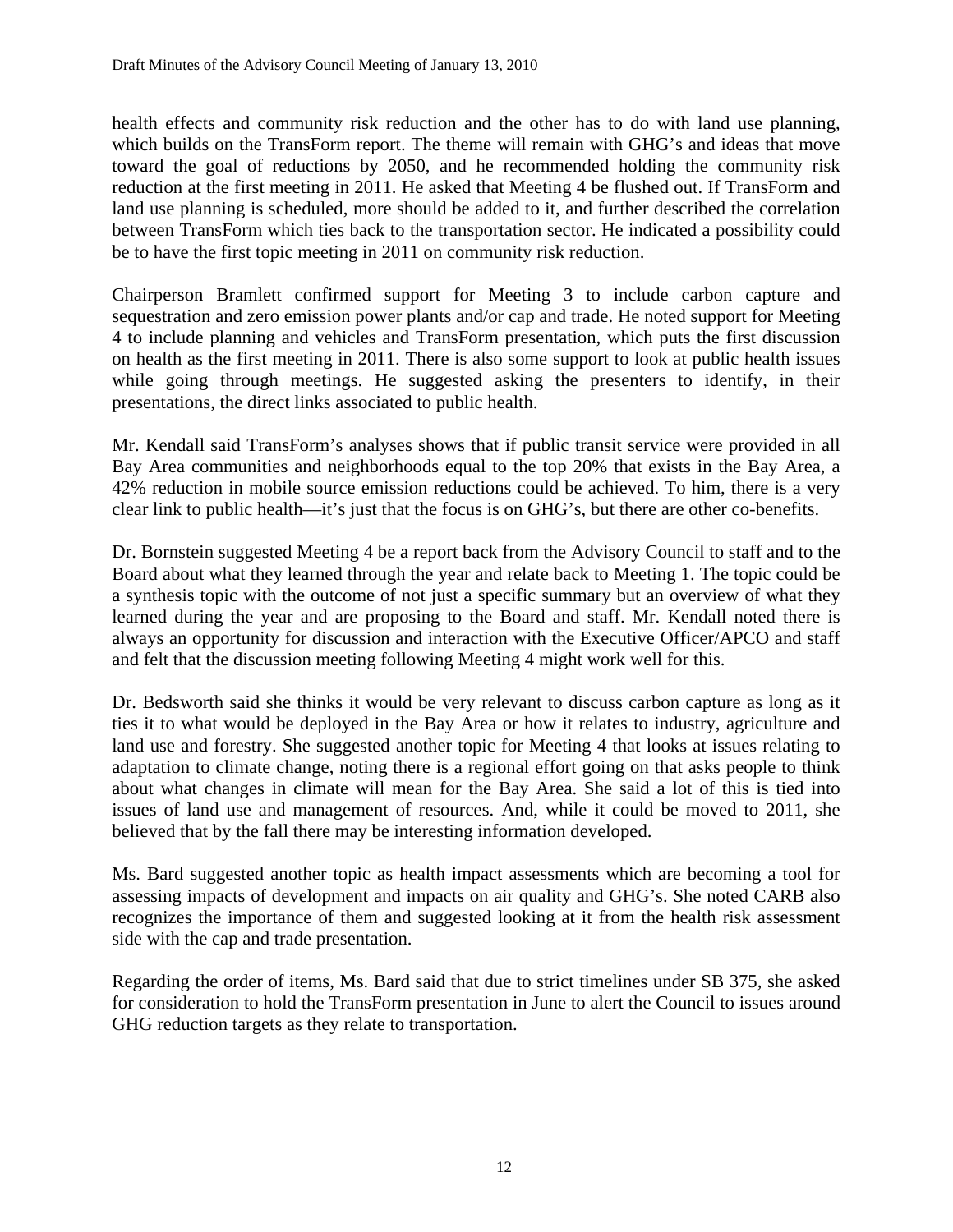health effects and community risk reduction and the other has to do with land use planning, which builds on the TransForm report. The theme will remain with GHG's and ideas that move toward the goal of reductions by 2050, and he recommended holding the community risk reduction at the first meeting in 2011. He asked that Meeting 4 be flushed out. If TransForm and land use planning is scheduled, more should be added to it, and further described the correlation between TransForm which ties back to the transportation sector. He indicated a possibility could be to have the first topic meeting in 2011 on community risk reduction.

Chairperson Bramlett confirmed support for Meeting 3 to include carbon capture and sequestration and zero emission power plants and/or cap and trade. He noted support for Meeting 4 to include planning and vehicles and TransForm presentation, which puts the first discussion on health as the first meeting in 2011. There is also some support to look at public health issues while going through meetings. He suggested asking the presenters to identify, in their presentations, the direct links associated to public health.

Mr. Kendall said TransForm's analyses shows that if public transit service were provided in all Bay Area communities and neighborhoods equal to the top 20% that exists in the Bay Area, a 42% reduction in mobile source emission reductions could be achieved. To him, there is a very clear link to public health—it's just that the focus is on GHG's, but there are other co-benefits.

Dr. Bornstein suggested Meeting 4 be a report back from the Advisory Council to staff and to the Board about what they learned through the year and relate back to Meeting 1. The topic could be a synthesis topic with the outcome of not just a specific summary but an overview of what they learned during the year and are proposing to the Board and staff. Mr. Kendall noted there is always an opportunity for discussion and interaction with the Executive Officer/APCO and staff and felt that the discussion meeting following Meeting 4 might work well for this.

Dr. Bedsworth said she thinks it would be very relevant to discuss carbon capture as long as it ties it to what would be deployed in the Bay Area or how it relates to industry, agriculture and land use and forestry. She suggested another topic for Meeting 4 that looks at issues relating to adaptation to climate change, noting there is a regional effort going on that asks people to think about what changes in climate will mean for the Bay Area. She said a lot of this is tied into issues of land use and management of resources. And, while it could be moved to 2011, she believed that by the fall there may be interesting information developed.

Ms. Bard suggested another topic as health impact assessments which are becoming a tool for assessing impacts of development and impacts on air quality and GHG's. She noted CARB also recognizes the importance of them and suggested looking at it from the health risk assessment side with the cap and trade presentation.

Regarding the order of items, Ms. Bard said that due to strict timelines under SB 375, she asked for consideration to hold the TransForm presentation in June to alert the Council to issues around GHG reduction targets as they relate to transportation.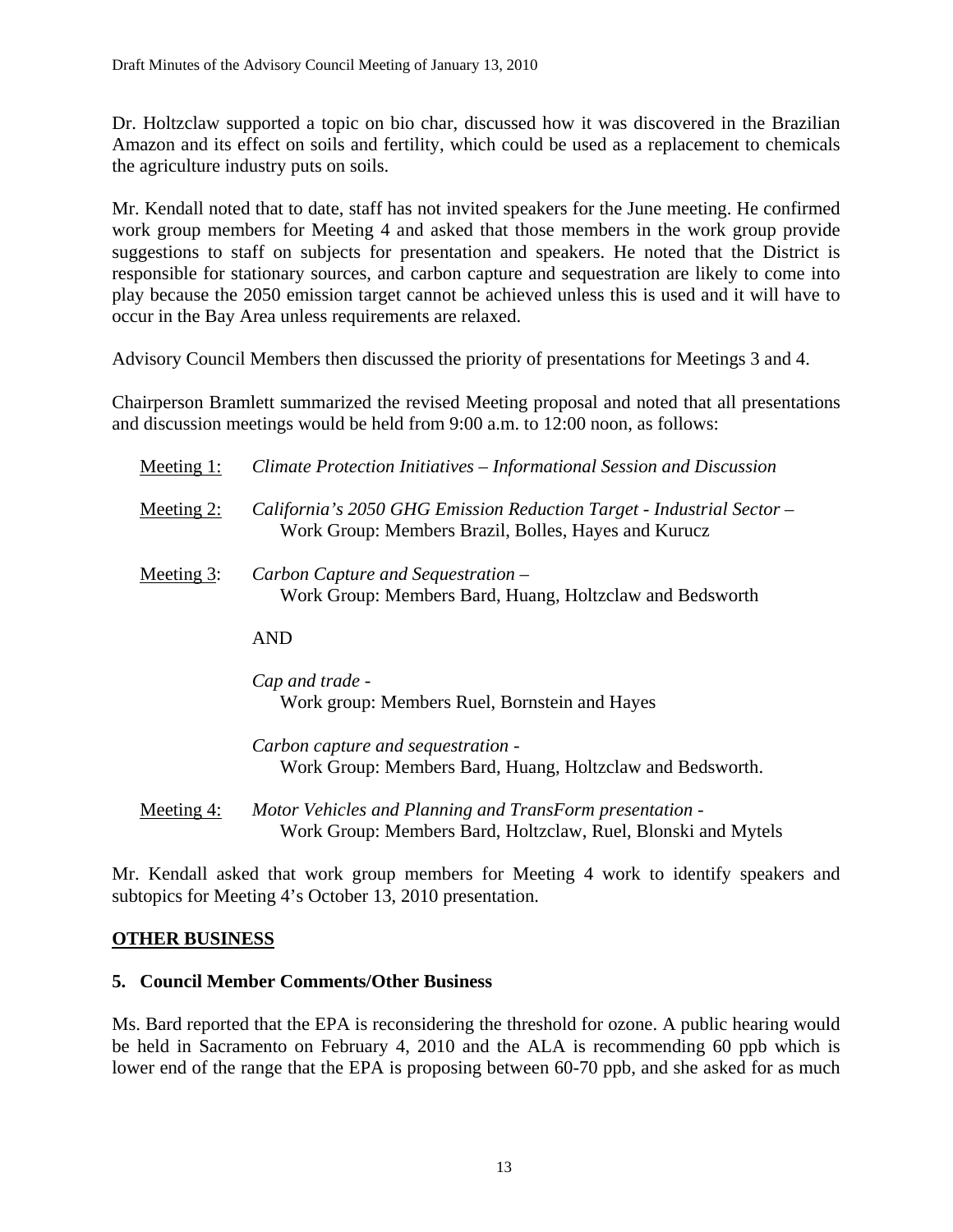Dr. Holtzclaw supported a topic on bio char, discussed how it was discovered in the Brazilian Amazon and its effect on soils and fertility, which could be used as a replacement to chemicals the agriculture industry puts on soils.

Mr. Kendall noted that to date, staff has not invited speakers for the June meeting. He confirmed work group members for Meeting 4 and asked that those members in the work group provide suggestions to staff on subjects for presentation and speakers. He noted that the District is responsible for stationary sources, and carbon capture and sequestration are likely to come into play because the 2050 emission target cannot be achieved unless this is used and it will have to occur in the Bay Area unless requirements are relaxed.

Advisory Council Members then discussed the priority of presentations for Meetings 3 and 4.

Chairperson Bramlett summarized the revised Meeting proposal and noted that all presentations and discussion meetings would be held from 9:00 a.m. to 12:00 noon, as follows:

<u>Meeting 1:</u> *Climate Protection Initiatives – Informational Session and Discussion*

<u>Meeting 2:</u> *California's 2050 GHG Emission Reduction Target - Industrial Sector –*
Work Group: Members Brazil, Bolles, Hayes and Kurucz

<u>Meeting 3</u>: *Carbon Capture and Sequestration –*
Work Group: Members Bard, Huang, Holtzclaw and Bedsworth

AND

*Cap and trade -*
Work group: Members Ruel, Bornstein and Hayes

*Carbon capture and sequestration -*
Work Group: Members Bard, Huang, Holtzclaw and Bedsworth.

<u>Meeting 4:</u> *Motor Vehicles and Planning and TransForm presentation -*
Work Group: Members Bard, Holtzclaw, Ruel, Blonski and Mytels

Mr. Kendall asked that work group members for Meeting 4 work to identify speakers and subtopics for Meeting 4's October 13, 2010 presentation.

## OTHER BUSINESS

### 5. Council Member Comments/Other Business

Ms. Bard reported that the EPA is reconsidering the threshold for ozone. A public hearing would be held in Sacramento on February 4, 2010 and the ALA is recommending 60 ppb which is lower end of the range that the EPA is proposing between 60-70 ppb, and she asked for as much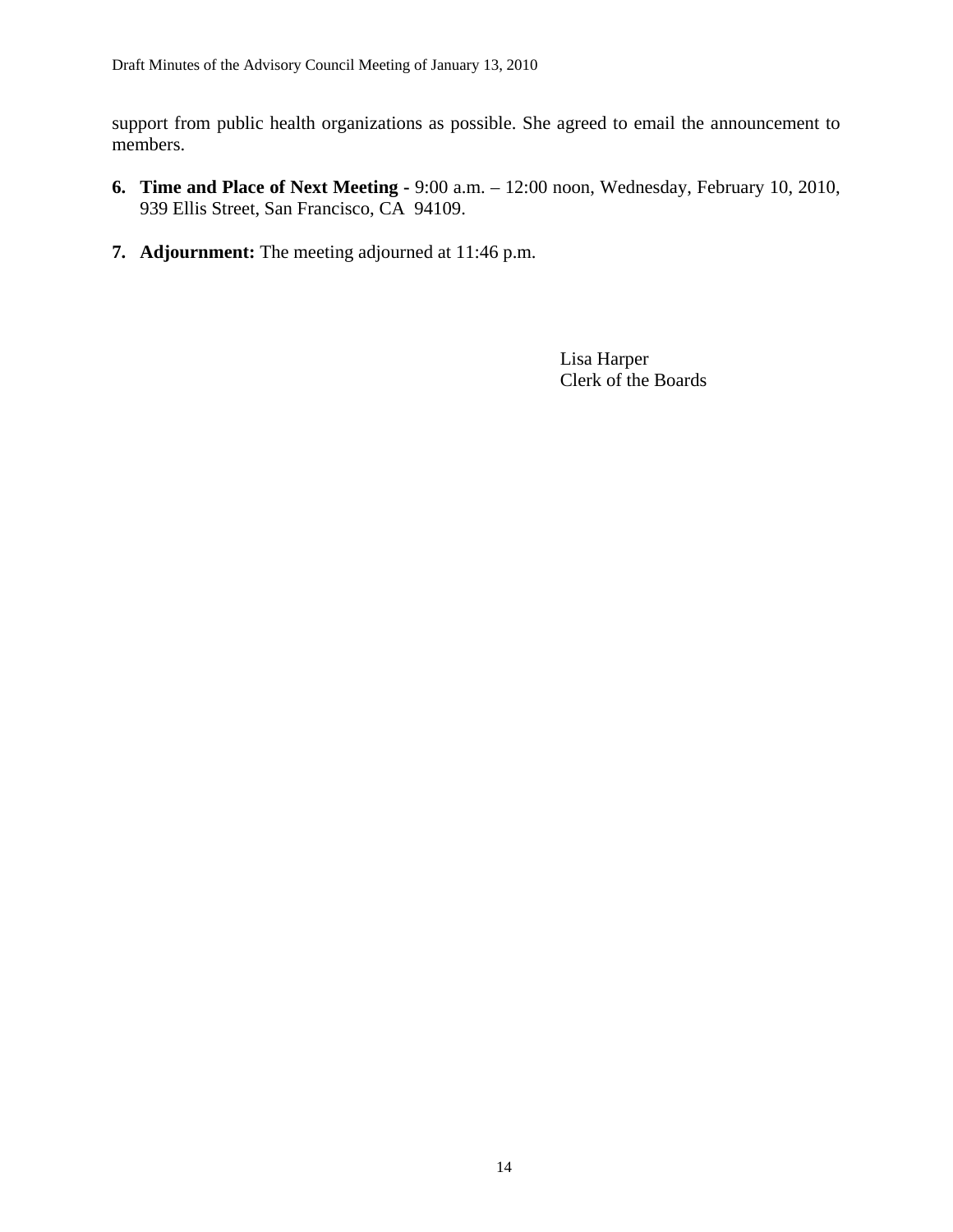support from public health organizations as possible. She agreed to email the announcement to members.

6. **Time and Place of Next Meeting -** 9:00 a.m. – 12:00 noon, Wednesday, February 10, 2010, 939 Ellis Street, San Francisco, CA 94109.

7. **Adjournment:** The meeting adjourned at 11:46 p.m.

Lisa Harper
Clerk of the Boards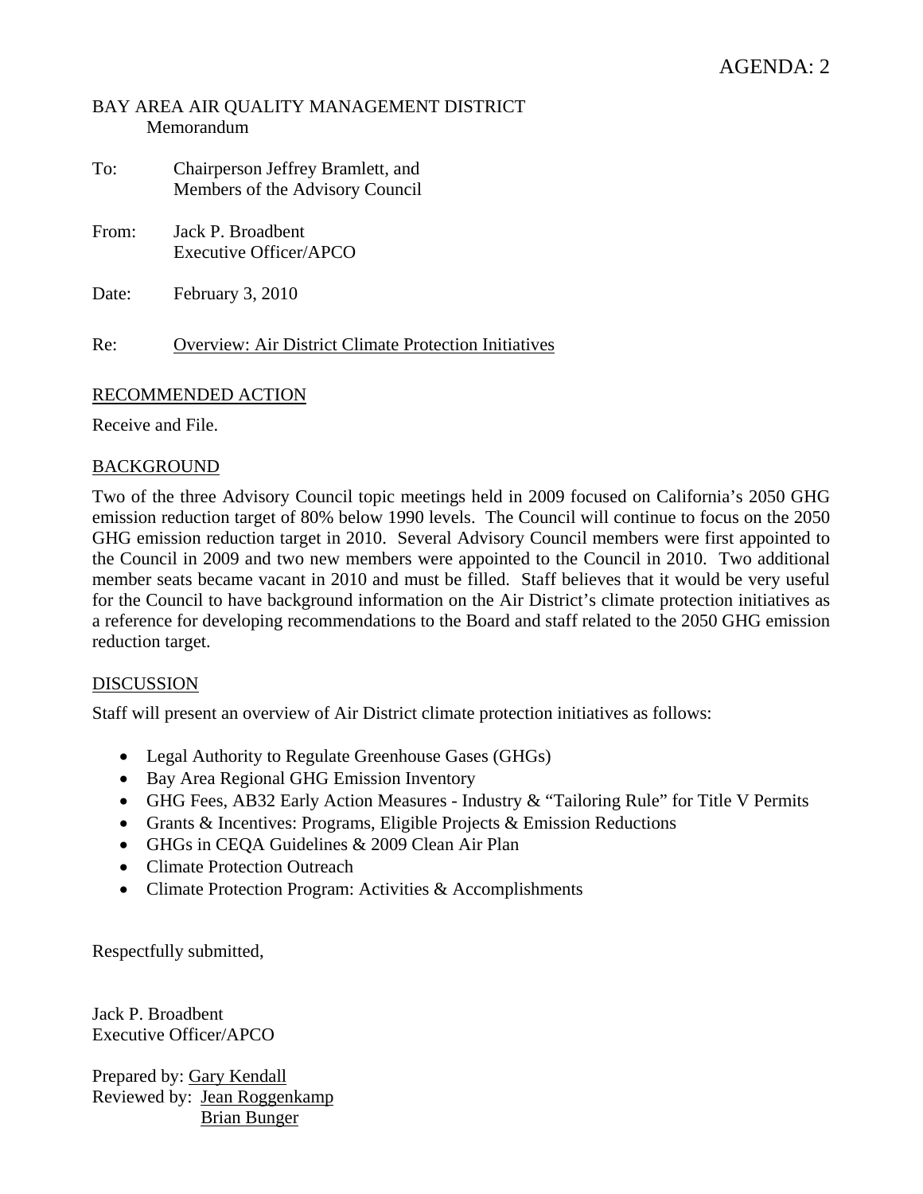AGENDA: 2

BAY AREA AIR QUALITY MANAGEMENT DISTRICT
Memorandum

To: Chairperson Jeffrey Bramlett, and
Members of the Advisory Council

From: Jack P. Broadbent
Executive Officer/APCO

Date: February 3, 2010

Re: Overview: Air District Climate Protection Initiatives

## RECOMMENDED ACTION

Receive and File.

## BACKGROUND

Two of the three Advisory Council topic meetings held in 2009 focused on California's 2050 GHG emission reduction target of 80% below 1990 levels. The Council will continue to focus on the 2050 GHG emission reduction target in 2010. Several Advisory Council members were first appointed to the Council in 2009 and two new members were appointed to the Council in 2010. Two additional member seats became vacant in 2010 and must be filled. Staff believes that it would be very useful for the Council to have background information on the Air District's climate protection initiatives as a reference for developing recommendations to the Board and staff related to the 2050 GHG emission reduction target.

## DISCUSSION

Staff will present an overview of Air District climate protection initiatives as follows:

- Legal Authority to Regulate Greenhouse Gases (GHGs)
- Bay Area Regional GHG Emission Inventory
- GHG Fees, AB32 Early Action Measures - Industry & "Tailoring Rule" for Title V Permits
- Grants & Incentives: Programs, Eligible Projects & Emission Reductions
- GHGs in CEQA Guidelines & 2009 Clean Air Plan
- Climate Protection Outreach
- Climate Protection Program: Activities & Accomplishments

Respectfully submitted,

Jack P. Broadbent
Executive Officer/APCO

Prepared by: Gary Kendall
Reviewed by: Jean Roggenkamp
Brian Bunger